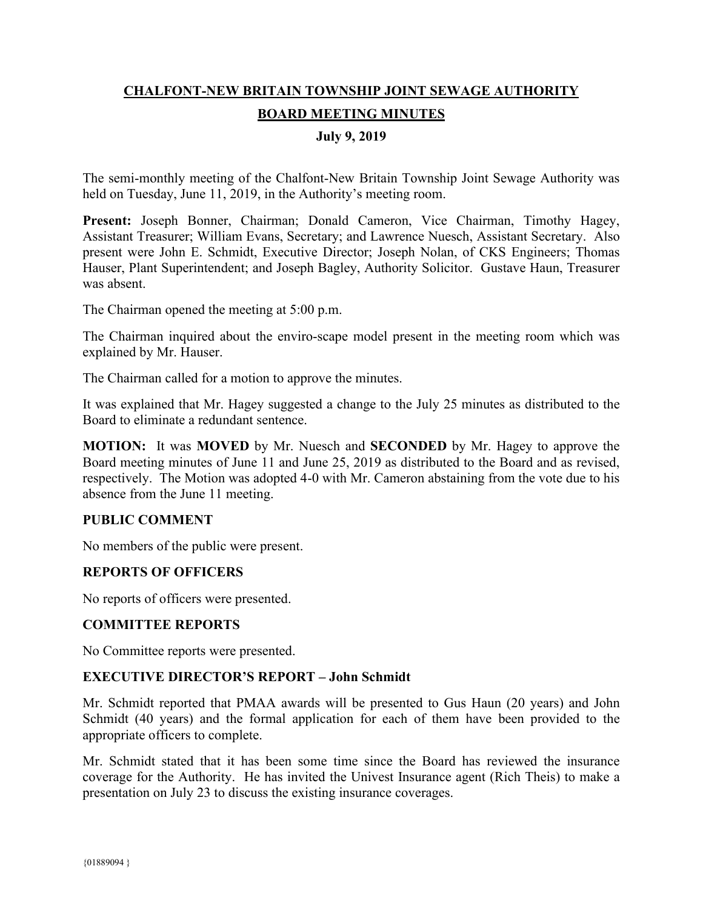**CHALFONT-NEW BRITAIN TOWNSHIP JOINT SEWAGE AUTHORITY**

**BOARD MEETING MINUTES**

**July 9, 2019**

The semi-monthly meeting of the Chalfont-New Britain Township Joint Sewage Authority was held on Tuesday, June 11, 2019, in the Authority's meeting room.

**Present:** Joseph Bonner, Chairman; Donald Cameron, Vice Chairman, Timothy Hagey, Assistant Treasurer; William Evans, Secretary; and Lawrence Nuesch, Assistant Secretary. Also present were John E. Schmidt, Executive Director; Joseph Nolan, of CKS Engineers; Thomas Hauser, Plant Superintendent; and Joseph Bagley, Authority Solicitor. Gustave Haun, Treasurer was absent.

The Chairman opened the meeting at 5:00 p.m.

The Chairman inquired about the enviro-scape model present in the meeting room which was explained by Mr. Hauser.

The Chairman called for a motion to approve the minutes.

It was explained that Mr. Hagey suggested a change to the July 25 minutes as distributed to the Board to eliminate a redundant sentence.

**MOTION:** It was **MOVED** by Mr. Nuesch and **SECONDED** by Mr. Hagey to approve the Board meeting minutes of June 11 and June 25, 2019 as distributed to the Board and as revised, respectively. The Motion was adopted 4-0 with Mr. Cameron abstaining from the vote due to his absence from the June 11 meeting.

## PUBLIC COMMENT

No members of the public were present.

## REPORTS OF OFFICERS

No reports of officers were presented.

## COMMITTEE REPORTS

No Committee reports were presented.

## EXECUTIVE DIRECTOR'S REPORT – John Schmidt

Mr. Schmidt reported that PMAA awards will be presented to Gus Haun (20 years) and John Schmidt (40 years) and the formal application for each of them have been provided to the appropriate officers to complete.

Mr. Schmidt stated that it has been some time since the Board has reviewed the insurance coverage for the Authority. He has invited the Univest Insurance agent (Rich Theis) to make a presentation on July 23 to discuss the existing insurance coverages.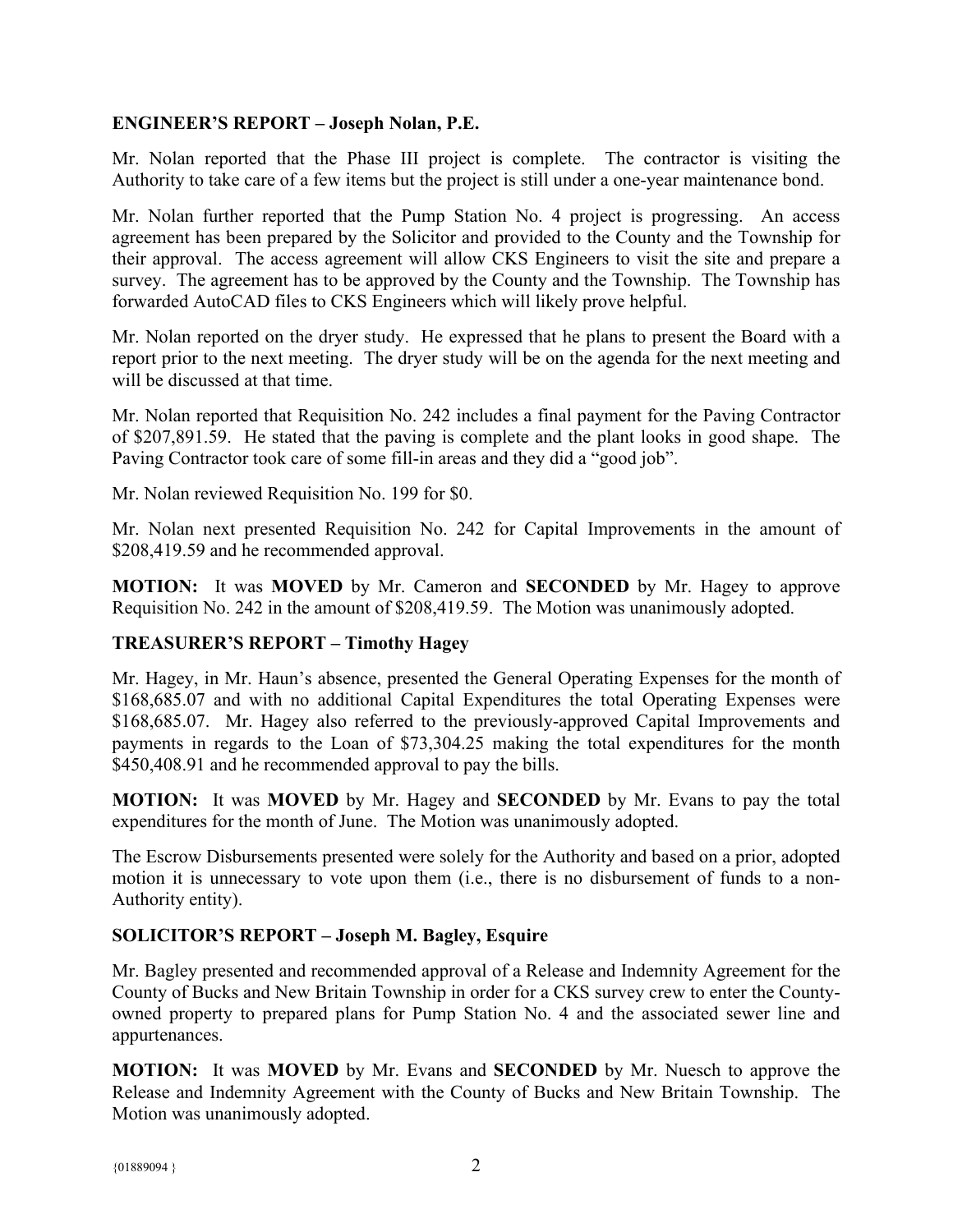## ENGINEER'S REPORT – Joseph Nolan, P.E.

Mr. Nolan reported that the Phase III project is complete. The contractor is visiting the Authority to take care of a few items but the project is still under a one-year maintenance bond.

Mr. Nolan further reported that the Pump Station No. 4 project is progressing. An access agreement has been prepared by the Solicitor and provided to the County and the Township for their approval. The access agreement will allow CKS Engineers to visit the site and prepare a survey. The agreement has to be approved by the County and the Township. The Township has forwarded AutoCAD files to CKS Engineers which will likely prove helpful.

Mr. Nolan reported on the dryer study. He expressed that he plans to present the Board with a report prior to the next meeting. The dryer study will be on the agenda for the next meeting and will be discussed at that time.

Mr. Nolan reported that Requisition No. 242 includes a final payment for the Paving Contractor of $207,891.59. He stated that the paving is complete and the plant looks in good shape. The Paving Contractor took care of some fill-in areas and they did a "good job".

Mr. Nolan reviewed Requisition No. 199 for $0.

Mr. Nolan next presented Requisition No. 242 for Capital Improvements in the amount of $208,419.59 and he recommended approval.

**MOTION:** It was **MOVED** by Mr. Cameron and **SECONDED** by Mr. Hagey to approve Requisition No. 242 in the amount of $208,419.59. The Motion was unanimously adopted.

## TREASURER'S REPORT – Timothy Hagey

Mr. Hagey, in Mr. Haun's absence, presented the General Operating Expenses for the month of $168,685.07 and with no additional Capital Expenditures the total Operating Expenses were $168,685.07. Mr. Hagey also referred to the previously-approved Capital Improvements and payments in regards to the Loan of $73,304.25 making the total expenditures for the month $450,408.91 and he recommended approval to pay the bills.

**MOTION:** It was **MOVED** by Mr. Hagey and **SECONDED** by Mr. Evans to pay the total expenditures for the month of June. The Motion was unanimously adopted.

The Escrow Disbursements presented were solely for the Authority and based on a prior, adopted motion it is unnecessary to vote upon them (i.e., there is no disbursement of funds to a non-Authority entity).

## SOLICITOR'S REPORT – Joseph M. Bagley, Esquire

Mr. Bagley presented and recommended approval of a Release and Indemnity Agreement for the County of Bucks and New Britain Township in order for a CKS survey crew to enter the County-owned property to prepared plans for Pump Station No. 4 and the associated sewer line and appurtenances.

**MOTION:** It was **MOVED** by Mr. Evans and **SECONDED** by Mr. Nuesch to approve the Release and Indemnity Agreement with the County of Bucks and New Britain Township. The Motion was unanimously adopted.

{01889094 }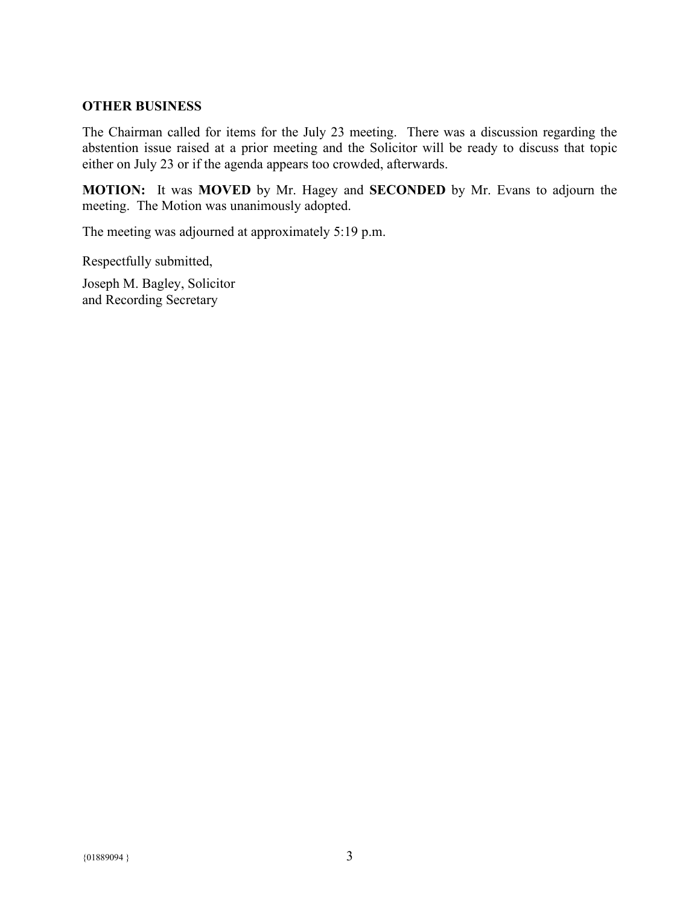**OTHER BUSINESS**

The Chairman called for items for the July 23 meeting. There was a discussion regarding the abstention issue raised at a prior meeting and the Solicitor will be ready to discuss that topic either on July 23 or if the agenda appears too crowded, afterwards.

**MOTION:** It was **MOVED** by Mr. Hagey and **SECONDED** by Mr. Evans to adjourn the meeting. The Motion was unanimously adopted.

The meeting was adjourned at approximately 5:19 p.m.

Respectfully submitted,

Joseph M. Bagley, Solicitor
and Recording Secretary

{01889094 }